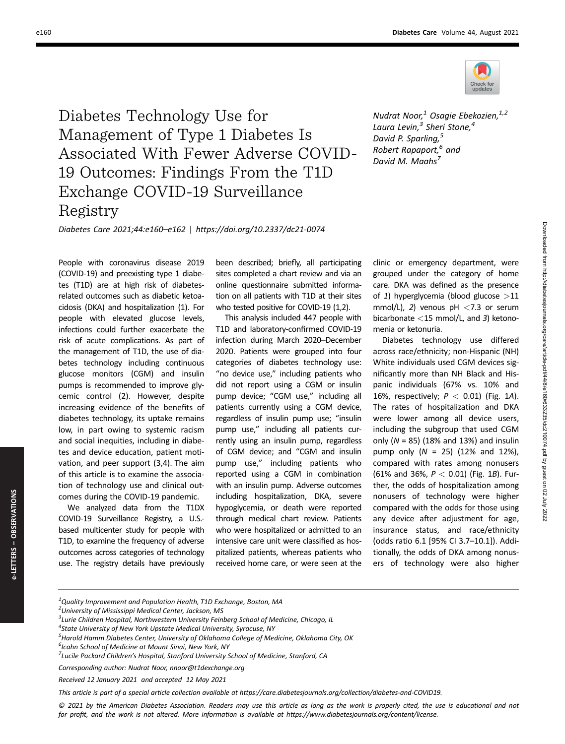# Diabetes Technology Use for Management of Type 1 Diabetes Is Associated With Fewer Adverse COVID-19 Outcomes: Findings From the T1D Exchange COVID-19 Surveillance Registry

*Nudrat Noor,[1] Osagie Ebekozien,[1,2] Laura Levin,[3] Sheri Stone,[4] David P. Sparling,[5] Robert Rapaport,[6] and David M. Maahs[7]*

*Diabetes Care 2021;44:e160–e162 | https://doi.org/10.2337/dc21-0074*

People with coronavirus disease 2019 (COVID-19) and preexisting type 1 diabetes (T1D) are at high risk of diabetes-related outcomes such as diabetic ketoacidosis (DKA) and hospitalization (1). For people with elevated glucose levels, infections could further exacerbate the risk of acute complications. As part of the management of T1D, the use of diabetes technology including continuous glucose monitors (CGM) and insulin pumps is recommended to improve glycemic control (2). However, despite increasing evidence of the benefits of diabetes technology, its uptake remains low, in part owing to systemic racism and social inequities, including in diabetes and device education, patient motivation, and peer support (3,4). The aim of this article is to examine the association of technology use and clinical outcomes during the COVID-19 pandemic.

We analyzed data from the T1DX COVID-19 Surveillance Registry, a U.S.-based multicenter study for people with T1D, to examine the frequency of adverse outcomes across categories of technology use. The registry details have previously been described; briefly, all participating sites completed a chart review and via an online questionnaire submitted information on all patients with T1D at their sites who tested positive for COVID-19 (1,2).

This analysis included 447 people with T1D and laboratory-confirmed COVID-19 infection during March 2020–December 2020. Patients were grouped into four categories of diabetes technology use: "no device use," including patients who did not report using a CGM or insulin pump device; "CGM use," including all patients currently using a CGM device, regardless of insulin pump use; "insulin pump use," including all patients currently using an insulin pump, regardless of CGM device; and "CGM and insulin pump use," including patients who reported using a CGM in combination with an insulin pump. Adverse outcomes including hospitalization, DKA, severe hypoglycemia, or death were reported through medical chart review. Patients who were hospitalized or admitted to an intensive care unit were classified as hospitalized patients, whereas patients who received home care, or were seen at the clinic or emergency department, were grouped under the category of home care. DKA was defined as the presence of *1*) hyperglycemia (blood glucose >11 mmol/L), *2*) venous pH <7.3 or serum bicarbonate <15 mmol/L, and *3*) ketonemia or ketonuria.

Diabetes technology use differed across race/ethnicity; non-Hispanic (NH) White individuals used CGM devices significantly more than NH Black and Hispanic individuals (67% vs. 10% and 16%, respectively; $P < 0.01$) (Fig. 1*A*). The rates of hospitalization and DKA were lower among all device users, including the subgroup that used CGM only ($N = 85$) (18% and 13%) and insulin pump only ($N = 25$) (12% and 12%), compared with rates among nonusers (61% and 36%, $P < 0.01$) (Fig. 1*B*). Further, the odds of hospitalization among nonusers of technology were higher compared with the odds for those using any device after adjustment for age, insurance status, and race/ethnicity (odds ratio 6.1 [95% CI 3.7–10.1]). Additionally, the odds of DKA among nonusers of technology were also higher

---

[1]Quality Improvement and Population Health, T1D Exchange, Boston, MA
[2]University of Mississippi Medical Center, Jackson, MS
[3]Lurie Children Hospital, Northwestern University Feinberg School of Medicine, Chicago, IL
[4]State University of New York Upstate Medical University, Syracuse, NY
[5]Harold Hamm Diabetes Center, University of Oklahoma College of Medicine, Oklahoma City, OK
[6]Icahn School of Medicine at Mount Sinai, New York, NY
[7]Lucile Packard Children's Hospital, Stanford University School of Medicine, Stanford, CA

Corresponding author: Nudrat Noor, nnoor@t1dexchange.org

Received 12 January 2021 and accepted 12 May 2021

This article is part of a special article collection available at https://care.diabetesjournals.org/collection/diabetes-and-COVID19.

© 2021 by the American Diabetes Association. Readers may use this article as long as the work is properly cited, the use is educational and not for profit, and the work is not altered. More information is available at https://www.diabetesjournals.org/content/license.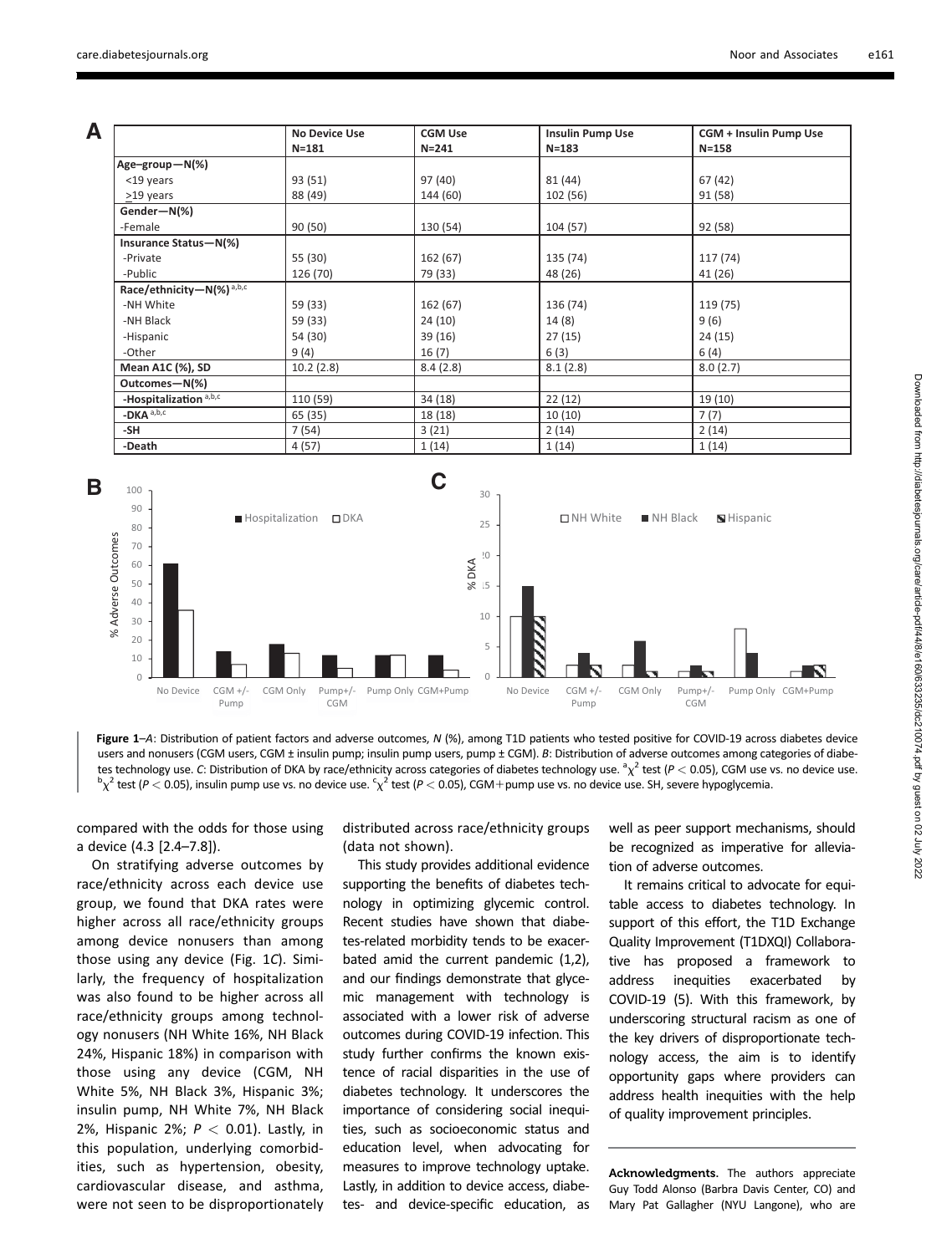**A**

| | No Device Use N=181 | CGM Use N=241 | Insulin Pump Use N=183 | CGM + Insulin Pump Use N=158 |
|---|---|---|---|---|
| **Age–group—N(%)** | | | | |
| <19 years | 93 (51) | 97 (40) | 81 (44) | 67 (42) |
| ≥19 years | 88 (49) | 144 (60) | 102 (56) | 91 (58) |
| **Gender—N(%)** | | | | |
| -Female | 90 (50) | 130 (54) | 104 (57) | 92 (58) |
| **Insurance Status—N(%)** | | | | |
| -Private | 55 (30) | 162 (67) | 135 (74) | 117 (74) |
| -Public | 126 (70) | 79 (33) | 48 (26) | 41 (26) |
| **Race/ethnicity—N(%)** [a,b,c] | | | | |
| -NH White | 59 (33) | 162 (67) | 136 (74) | 119 (75) |
| -NH Black | 59 (33) | 24 (10) | 14 (8) | 9 (6) |
| -Hispanic | 54 (30) | 39 (16) | 27 (15) | 24 (15) |
| -Other | 9 (4) | 16 (7) | 6 (3) | 6 (4) |
| **Mean A1C (%), SD** | 10.2 (2.8) | 8.4 (2.8) | 8.1 (2.8) | 8.0 (2.7) |
| **Outcomes—N(%)** | | | | |
| **-Hospitalization** [a,b,c] | 110 (59) | 34 (18) | 22 (12) | 19 (10) |
| **-DKA** [a,b,c] | 65 (35) | 18 (18) | 10 (10) | 7 (7) |
| **-SH** | 7 (54) | 3 (21) | 2 (14) | 2 (14) |
| **-Death** | 4 (57) | 1 (14) | 1 (14) | 1 (14) |

**Figure 1**—*A*: Distribution of patient factors and adverse outcomes, *N* (%), among T1D patients who tested positive for COVID-19 across diabetes device users and nonusers (CGM users, CGM ± insulin pump; insulin pump users, pump ± CGM). *B*: Distribution of adverse outcomes among categories of diabetes technology use. *C*: Distribution of DKA by race/ethnicity across categories of diabetes technology use. [a]$\chi^2$ test ($P < 0.05$), CGM use vs. no device use. [b]$\chi^2$ test ($P < 0.05$), insulin pump use vs. no device use. [c]$\chi^2$ test ($P < 0.05$), CGM+pump use vs. no device use. SH, severe hypoglycemia.

compared with the odds for those using a device (4.3 [2.4–7.8]).

On stratifying adverse outcomes by race/ethnicity across each device use group, we found that DKA rates were higher across all race/ethnicity groups among device nonusers than among those using any device (Fig. 1*C*). Similarly, the frequency of hospitalization was also found to be higher across all race/ethnicity groups among technology nonusers (NH White 16%, NH Black 24%, Hispanic 18%) in comparison with those using any device (CGM, NH White 5%, NH Black 3%, Hispanic 3%; insulin pump, NH White 7%, NH Black 2%, Hispanic 2%; $P < 0.01$). Lastly, in this population, underlying comorbidities, such as hypertension, obesity, cardiovascular disease, and asthma, were not seen to be disproportionately distributed across race/ethnicity groups (data not shown).

This study provides additional evidence supporting the benefits of diabetes technology in optimizing glycemic control. Recent studies have shown that diabetes-related morbidity tends to be exacerbated amid the current pandemic (1,2), and our findings demonstrate that glycemic management with technology is associated with a lower risk of adverse outcomes during COVID-19 infection. This study further confirms the known existence of racial disparities in the use of diabetes technology. It underscores the importance of considering social inequities, such as socioeconomic status and education level, when advocating for measures to improve technology uptake. Lastly, in addition to device access, diabetes- and device-specific education, as well as peer support mechanisms, should be recognized as imperative for alleviation of adverse outcomes.

It remains critical to advocate for equitable access to diabetes technology. In support of this effort, the T1D Exchange Quality Improvement (T1DXQI) Collaborative has proposed a framework to address inequities exacerbated by COVID-19 (5). With this framework, by underscoring structural racism as one of the key drivers of disproportionate technology access, the aim is to identify opportunity gaps where providers can address health inequities with the help of quality improvement principles.

**Acknowledgments.** The authors appreciate Guy Todd Alonso (Barbra Davis Center, CO) and Mary Pat Gallagher (NYU Langone), who are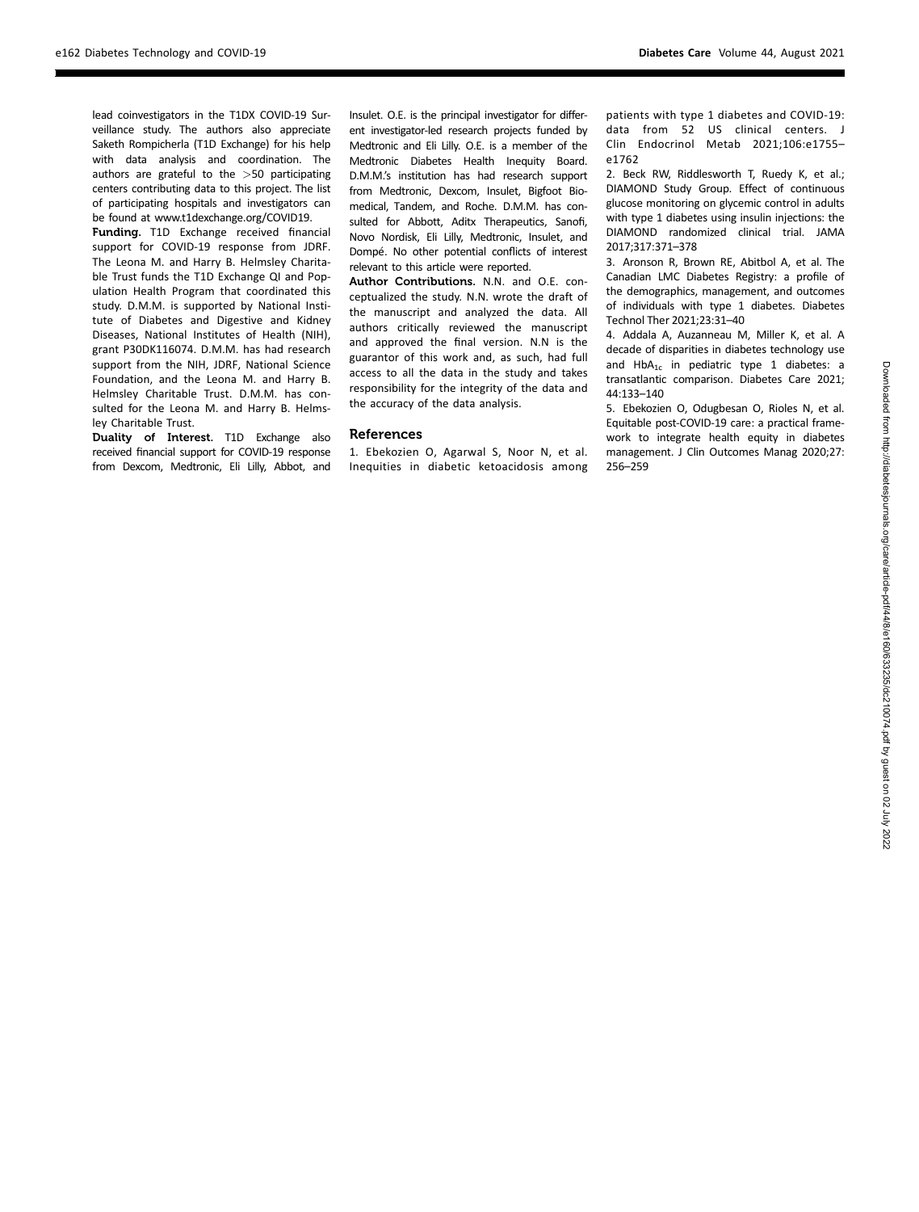lead coinvestigators in the T1DX COVID-19 Surveillance study. The authors also appreciate Saketh Rompicherla (T1D Exchange) for his help with data analysis and coordination. The authors are grateful to the >50 participating centers contributing data to this project. The list of participating hospitals and investigators can be found at www.t1dexchange.org/COVID19.

**Funding.** T1D Exchange received financial support for COVID-19 response from JDRF. The Leona M. and Harry B. Helmsley Charitable Trust funds the T1D Exchange QI and Population Health Program that coordinated this study. D.M.M. is supported by National Institute of Diabetes and Digestive and Kidney Diseases, National Institutes of Health (NIH), grant P30DK116074. D.M.M. has had research support from the NIH, JDRF, National Science Foundation, and the Leona M. and Harry B. Helmsley Charitable Trust. D.M.M. has consulted for the Leona M. and Harry B. Helmsley Charitable Trust.

**Duality of Interest.** T1D Exchange also received financial support for COVID-19 response from Dexcom, Medtronic, Eli Lilly, Abbot, and Insulet. O.E. is the principal investigator for different investigator-led research projects funded by Medtronic and Eli Lilly. O.E. is a member of the Medtronic Diabetes Health Inequity Board. D.M.M.'s institution has had research support from Medtronic, Dexcom, Insulet, Bigfoot Biomedical, Tandem, and Roche. D.M.M. has consulted for Abbott, Aditx Therapeutics, Sanofi, Novo Nordisk, Eli Lilly, Medtronic, Insulet, and Dompé. No other potential conflicts of interest relevant to this article were reported.

**Author Contributions.** N.N. and O.E. conceptualized the study. N.N. wrote the draft of the manuscript and analyzed the data. All authors critically reviewed the manuscript and approved the final version. N.N is the guarantor of this work and, as such, had full access to all the data in the study and takes responsibility for the integrity of the data and the accuracy of the data analysis.

## References

1. Ebekozien O, Agarwal S, Noor N, et al. Inequities in diabetic ketoacidosis among patients with type 1 diabetes and COVID-19: data from 52 US clinical centers. J Clin Endocrinol Metab 2021;106:e1755–e1762
2. Beck RW, Riddlesworth T, Ruedy K, et al.; DIAMOND Study Group. Effect of continuous glucose monitoring on glycemic control in adults with type 1 diabetes using insulin injections: the DIAMOND randomized clinical trial. JAMA 2017;317:371–378
3. Aronson R, Brown RE, Abitbol A, et al. The Canadian LMC Diabetes Registry: a profile of the demographics, management, and outcomes of individuals with type 1 diabetes. Diabetes Technol Ther 2021;23:31–40
4. Addala A, Auzanneau M, Miller K, et al. A decade of disparities in diabetes technology use and $HbA_{1c}$ in pediatric type 1 diabetes: a transatlantic comparison. Diabetes Care 2021;44:133–140
5. Ebekozien O, Odugbesan O, Rioles N, et al. Equitable post-COVID-19 care: a practical framework to integrate health equity in diabetes management. J Clin Outcomes Manag 2020;27:256–259